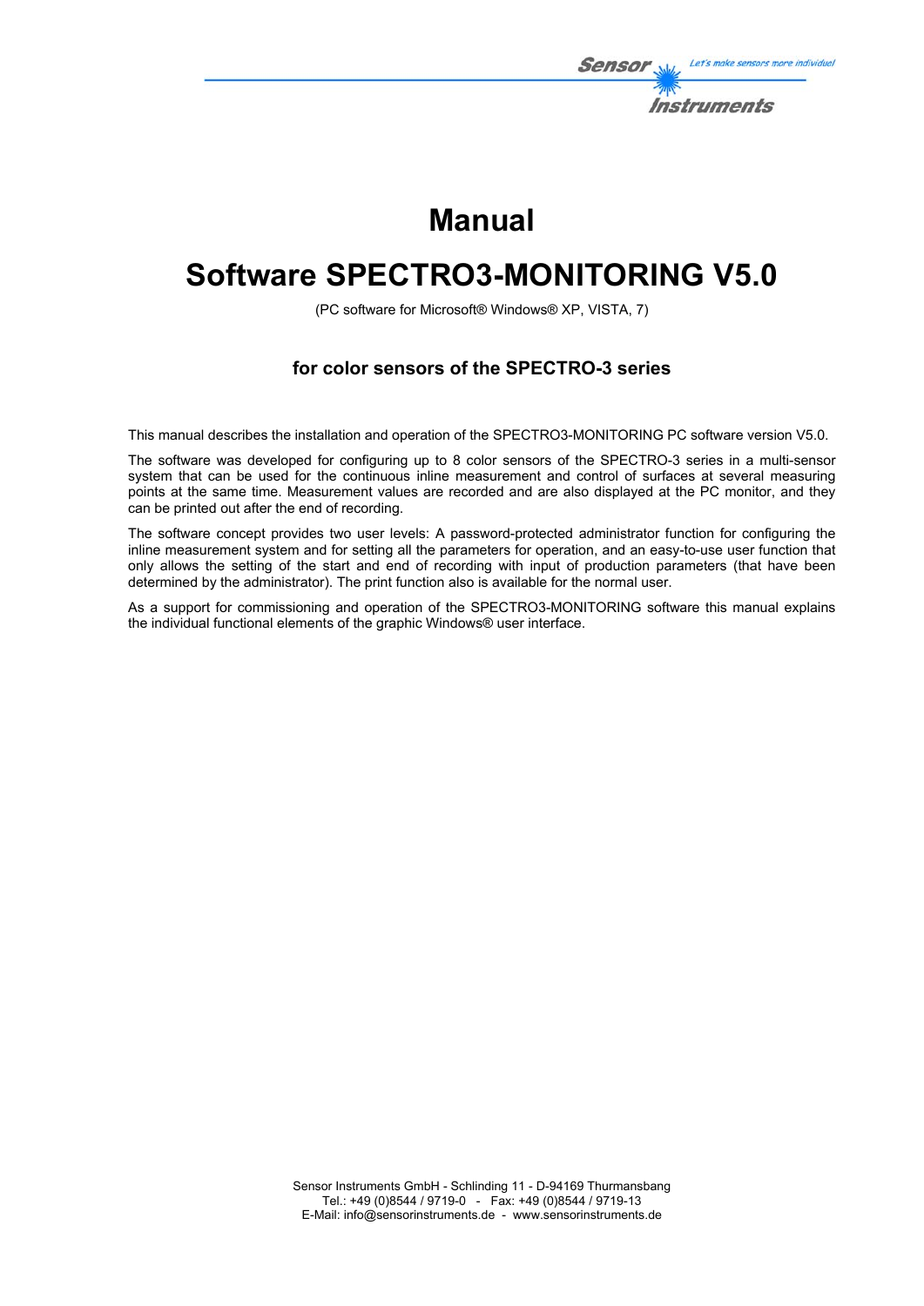# Manual

# Software SPECTRO3-MONITORING V5.0

(PC software for Microsoft® Windows® XP, VISTA, 7)

### for color sensors of the SPECTRO-3 series

This manual describes the installation and operation of the SPECTRO3-MONITORING PC software version V5.0.

The software was developed for configuring up to 8 color sensors of the SPECTRO-3 series in a multi-sensor system that can be used for the continuous inline measurement and control of surfaces at several measuring points at the same time. Measurement values are recorded and are also displayed at the PC monitor, and they can be printed out after the end of recording.

The software concept provides two user levels: A password-protected administrator function for configuring the inline measurement system and for setting all the parameters for operation, and an easy-to-use user function that only allows the setting of the start and end of recording with input of production parameters (that have been determined by the administrator). The print function also is available for the normal user.

As a support for commissioning and operation of the SPECTRO3-MONITORING software this manual explains the individual functional elements of the graphic Windows® user interface.

Sensor Instruments GmbH - Schlinding 11 - D-94169 Thurmansbang
Tel.: +49 (0)8544 / 9719-0 - Fax: +49 (0)8544 / 9719-13
E-Mail: info@sensorinstruments.de - www.sensorinstruments.de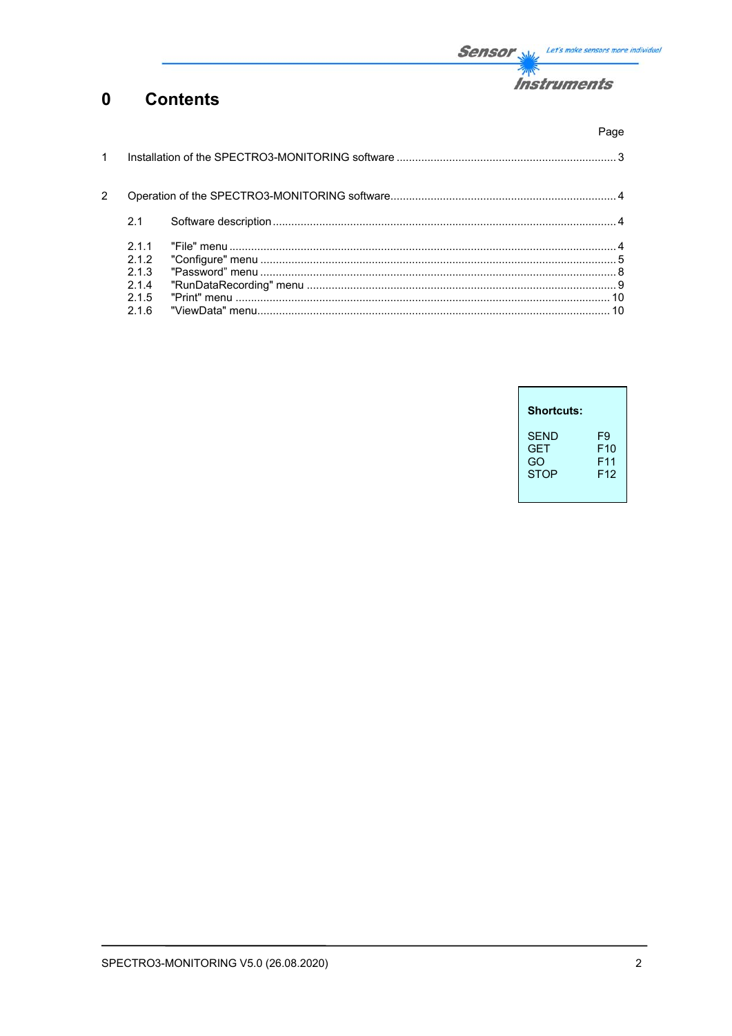# 0 Contents

| | | Page |
|---|---|---|
| 1 | Installation of the SPECTRO3-MONITORING software | 3 |
| 2 | Operation of the SPECTRO3-MONITORING software | 4 |
| 2.1 | Software description | 4 |
| 2.1.1 | "File" menu | 4 |
| 2.1.2 | "Configure" menu | 5 |
| 2.1.3 | "Password" menu | 8 |
| 2.1.4 | "RunDataRecording" menu | 9 |
| 2.1.5 | "Print" menu | 10 |
| 2.1.6 | "ViewData" menu | 10 |

**Shortcuts:**

| | |
|---|---|
| SEND | F9 |
| GET | F10 |
| GO | F11 |
| STOP | F12 |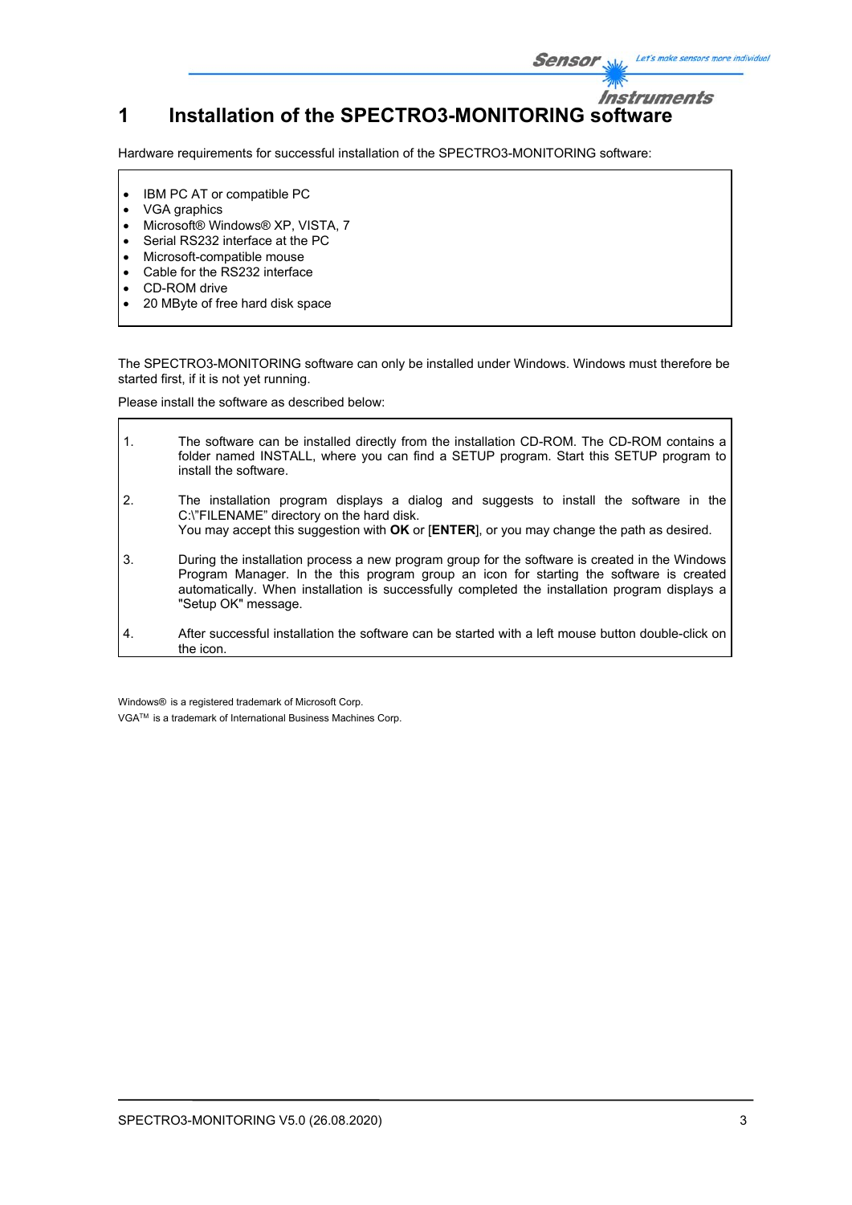# 1 Installation of the SPECTRO3-MONITORING software

Hardware requirements for successful installation of the SPECTRO3-MONITORING software:

- IBM PC AT or compatible PC
- VGA graphics
- Microsoft® Windows® XP, VISTA, 7
- Serial RS232 interface at the PC
- Microsoft-compatible mouse
- Cable for the RS232 interface
- CD-ROM drive
- 20 MByte of free hard disk space

The SPECTRO3-MONITORING software can only be installed under Windows. Windows must therefore be started first, if it is not yet running.

Please install the software as described below:

1. The software can be installed directly from the installation CD-ROM. The CD-ROM contains a folder named INSTALL, where you can find a SETUP program. Start this SETUP program to install the software.

2. The installation program displays a dialog and suggests to install the software in the C:\"FILENAME" directory on the hard disk.
   You may accept this suggestion with **OK** or [**ENTER**], or you may change the path as desired.

3. During the installation process a new program group for the software is created in the Windows Program Manager. In the this program group an icon for starting the software is created automatically. When installation is successfully completed the installation program displays a "Setup OK" message.

4. After successful installation the software can be started with a left mouse button double-click on the icon.

Windows® is a registered trademark of Microsoft Corp.

VGA™ is a trademark of International Business Machines Corp.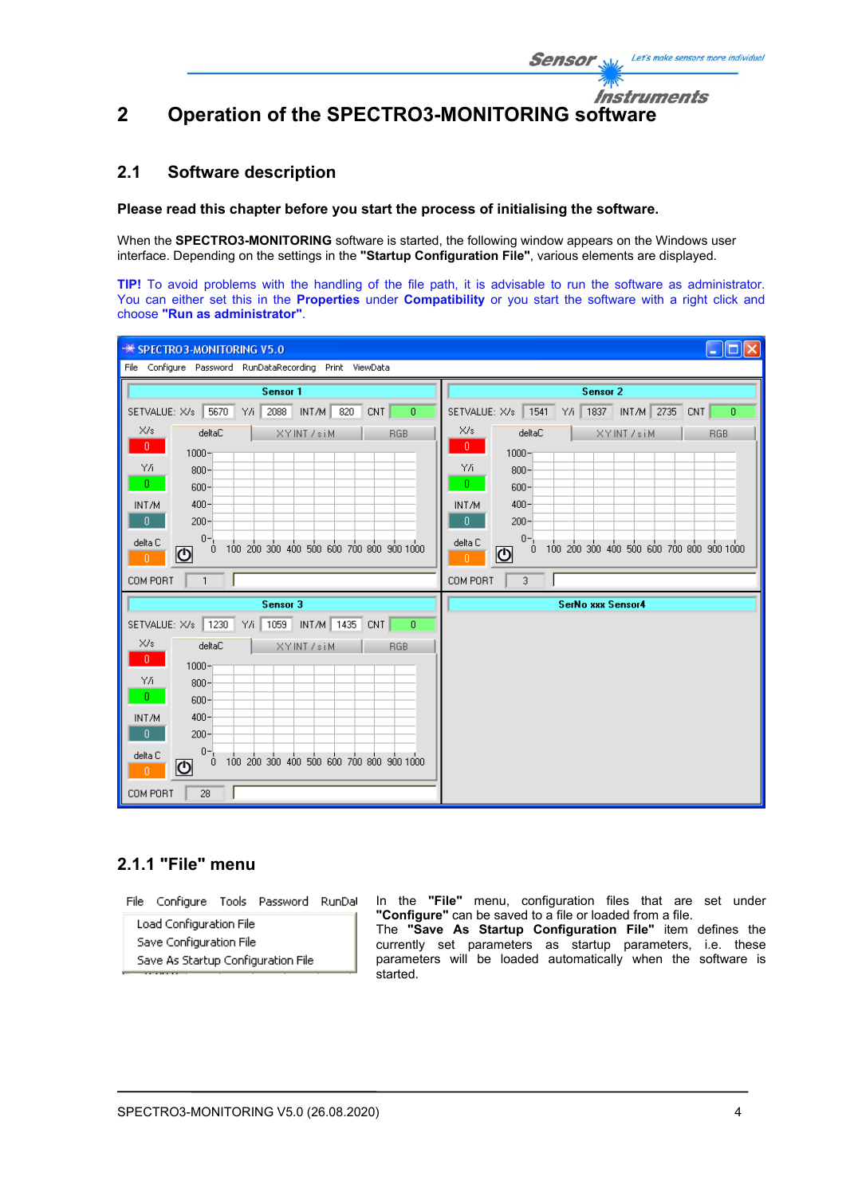# 2 Operation of the SPECTRO3-MONITORING software

## 2.1 Software description

**Please read this chapter before you start the process of initialising the software.**

When the **SPECTRO3-MONITORING** software is started, the following window appears on the Windows user interface. Depending on the settings in the **"Startup Configuration File"**, various elements are displayed.

**TIP!** To avoid problems with the handling of the file path, it is advisable to run the software as administrator. You can either set this in the **Properties** under **Compatibility** or you start the software with a right click and choose **"Run as administrator"**.

### 2.1.1 "File" menu

File Configure Tools Password RunDat

- Load Configuration File
- Save Configuration File
- Save As Startup Configuration File

In the **"File"** menu, configuration files that are set under **"Configure"** can be saved to a file or loaded from a file.

The **"Save As Startup Configuration File"** item defines the currently set parameters as startup parameters, i.e. these parameters will be loaded automatically when the software is started.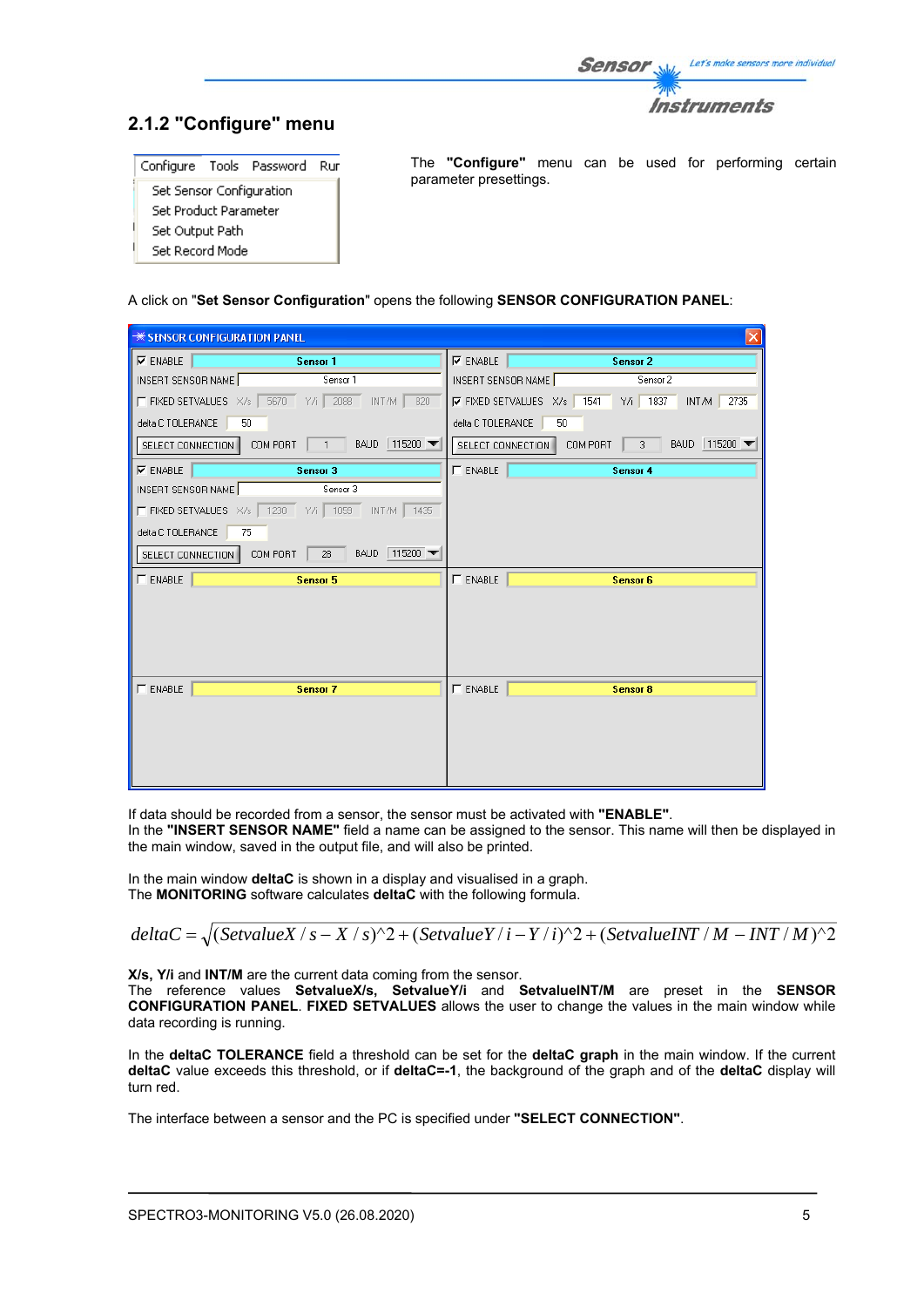## 2.1.2 "Configure" menu

The **"Configure"** menu can be used for performing certain parameter presettings.

A click on "**Set Sensor Configuration**" opens the following **SENSOR CONFIGURATION PANEL**:

If data should be recorded from a sensor, the sensor must be activated with **"ENABLE"**.
In the **"INSERT SENSOR NAME"** field a name can be assigned to the sensor. This name will then be displayed in the main window, saved in the output file, and will also be printed.

In the main window **deltaC** is shown in a display and visualised in a graph.
The **MONITORING** software calculates **deltaC** with the following formula.

$$deltaC = \sqrt{(SetvalueX/s - X/s)^{\wedge}2 + (SetvalueY/i - Y/i)^{\wedge}2 + (SetvalueINT/M - INT/M)^{\wedge}2}$$

**X/s, Y/i** and **INT/M** are the current data coming from the sensor.
The reference values **SetvalueX/s, SetvalueY/i** and **SetvalueINT/M** are preset in the **SENSOR CONFIGURATION PANEL**. **FIXED SETVALUES** allows the user to change the values in the main window while data recording is running.

In the **deltaC TOLERANCE** field a threshold can be set for the **deltaC graph** in the main window. If the current **deltaC** value exceeds this threshold, or if **deltaC=-1**, the background of the graph and of the **deltaC** display will turn red.

The interface between a sensor and the PC is specified under **"SELECT CONNECTION"**.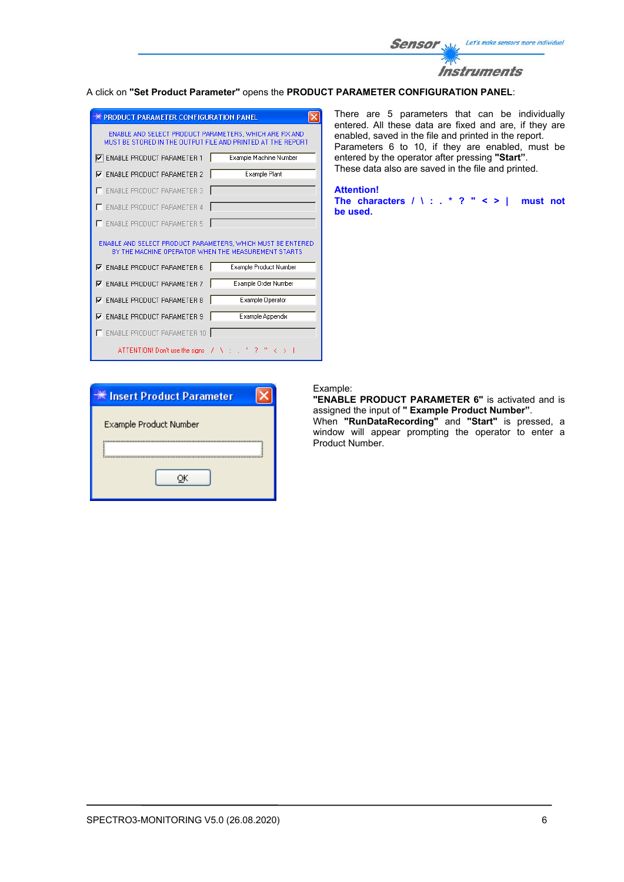A click on **"Set Product Parameter"** opens the **PRODUCT PARAMETER CONFIGURATION PANEL**:

There are 5 parameters that can be individually entered. All these data are fixed and are, if they are enabled, saved in the file and printed in the report. Parameters 6 to 10, if they are enabled, must be entered by the operator after pressing **"Start"**. These data also are saved in the file and printed.

**Attention!**
**The characters / \ : . * ? " < > | must not be used.**

Example:
**"ENABLE PRODUCT PARAMETER 6"** is activated and is assigned the input of **" Example Product Number"**.
When **"RunDataRecording"** and **"Start"** is pressed, a window will appear prompting the operator to enter a Product Number.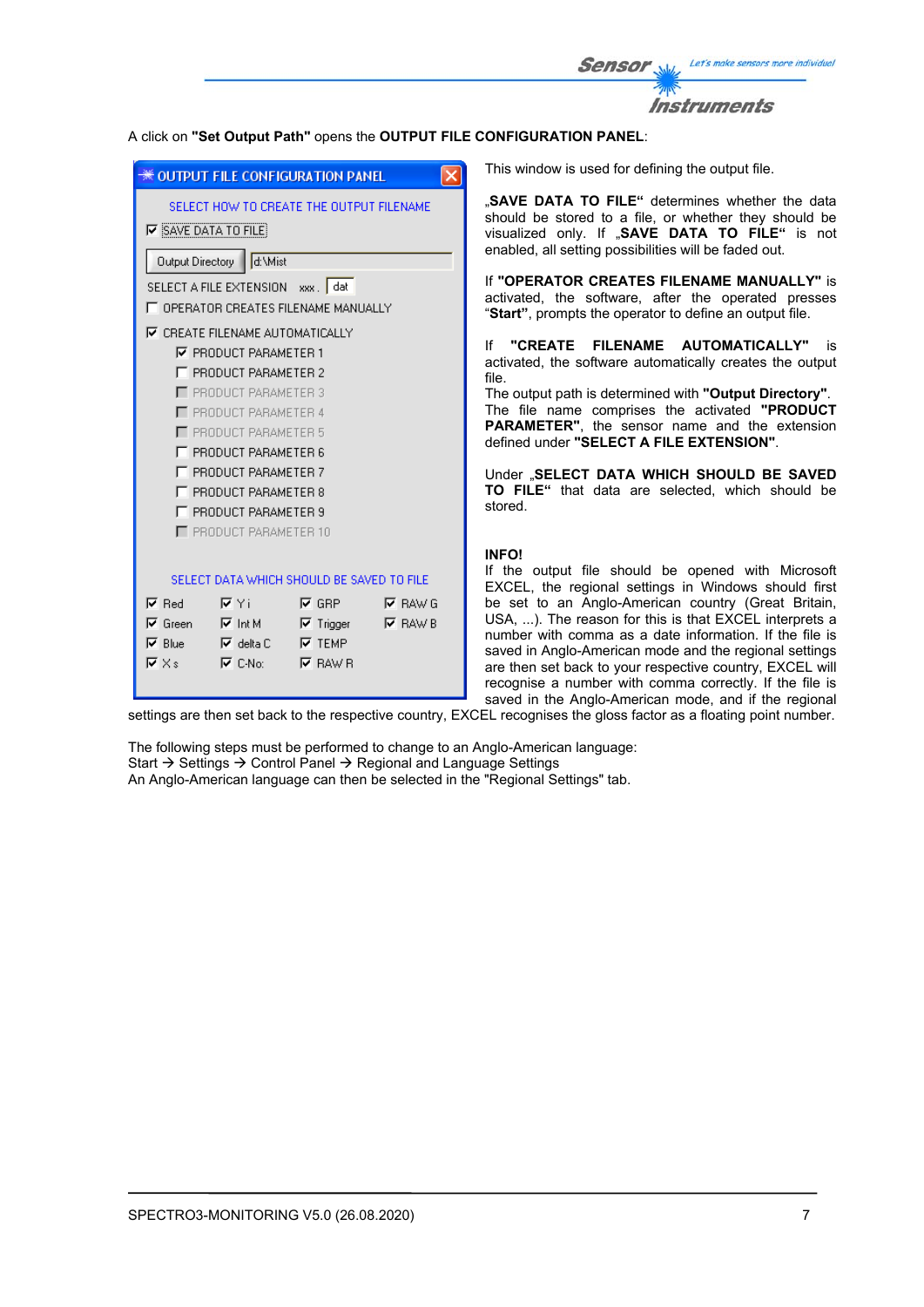A click on **"Set Output Path"** opens the **OUTPUT FILE CONFIGURATION PANEL**:

This window is used for defining the output file.

**„SAVE DATA TO FILE"** determines whether the data should be stored to a file, or whether they should be visualized only. If **„SAVE DATA TO FILE"** is not enabled, all setting possibilities will be faded out.

If **"OPERATOR CREATES FILENAME MANUALLY"** is activated, the software, after the operated presses "**Start"**, prompts the operator to define an output file.

If **"CREATE FILENAME AUTOMATICALLY"** is activated, the software automatically creates the output file.
The output path is determined with **"Output Directory"**.
The file name comprises the activated **"PRODUCT PARAMETER"**, the sensor name and the extension defined under **"SELECT A FILE EXTENSION"**.

Under **„SELECT DATA WHICH SHOULD BE SAVED TO FILE"** that data are selected, which should be stored.

**INFO!**
If the output file should be opened with Microsoft EXCEL, the regional settings in Windows should first be set to an Anglo-American country (Great Britain, USA, ...). The reason for this is that EXCEL interprets a number with comma as a date information. If the file is saved in Anglo-American mode and the regional settings are then set back to your respective country, EXCEL will recognise a number with comma correctly. If the file is saved in the Anglo-American mode, and if the regional settings are then set back to the respective country, EXCEL recognises the gloss factor as a floating point number.

The following steps must be performed to change to an Anglo-American language:
Start → Settings → Control Panel → Regional and Language Settings
An Anglo-American language can then be selected in the "Regional Settings" tab.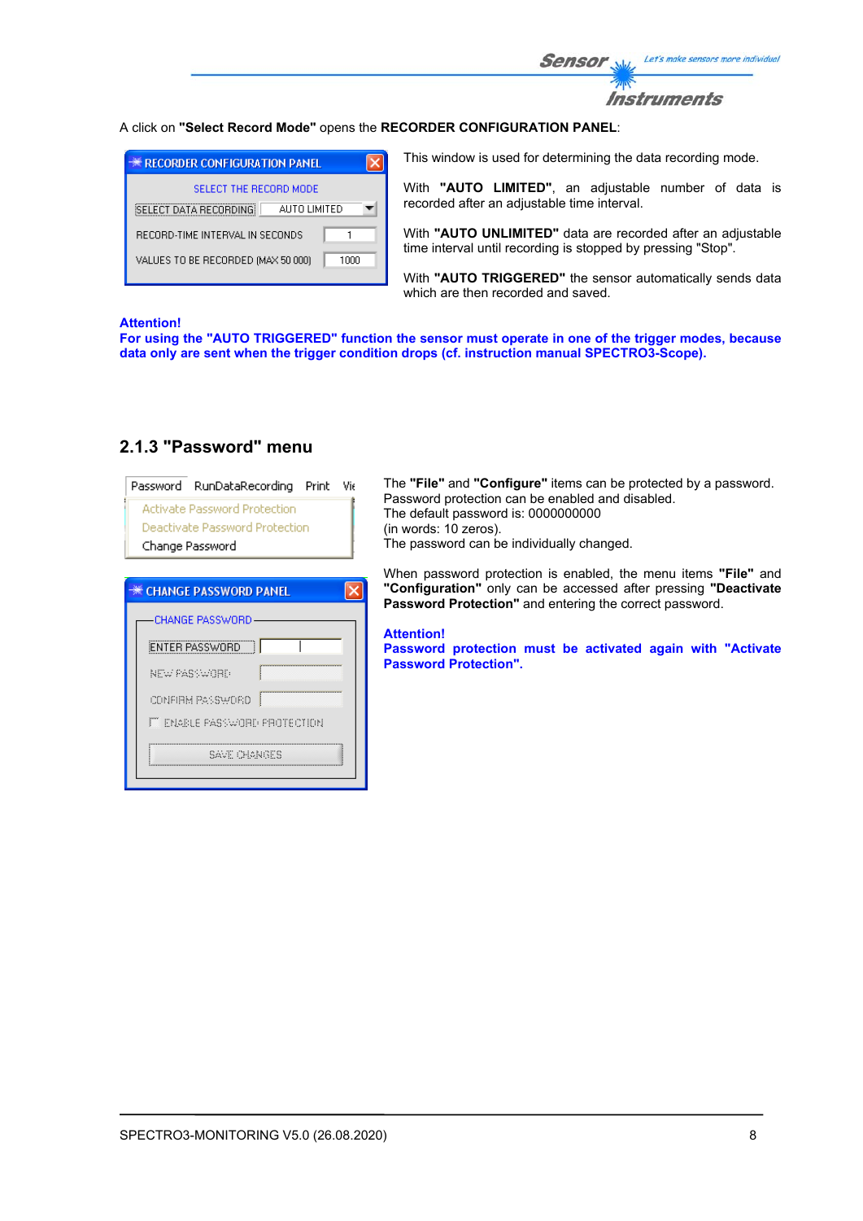A click on **"Select Record Mode"** opens the **RECORDER CONFIGURATION PANEL**:

This window is used for determining the data recording mode.

With **"AUTO LIMITED"**, an adjustable number of data is recorded after an adjustable time interval.

With **"AUTO UNLIMITED"** data are recorded after an adjustable time interval until recording is stopped by pressing "Stop".

With **"AUTO TRIGGERED"** the sensor automatically sends data which are then recorded and saved.

**Attention!**
**For using the "AUTO TRIGGERED" function the sensor must operate in one of the trigger modes, because data only are sent when the trigger condition drops (cf. instruction manual SPECTRO3-Scope).**

## 2.1.3 "Password" menu

The **"File"** and **"Configure"** items can be protected by a password.
Password protection can be enabled and disabled.
The default password is: 0000000000
(in words: 10 zeros).
The password can be individually changed.

When password protection is enabled, the menu items **"File"** and **"Configuration"** only can be accessed after pressing **"Deactivate Password Protection"** and entering the correct password.

**Attention!**
**Password protection must be activated again with "Activate Password Protection".**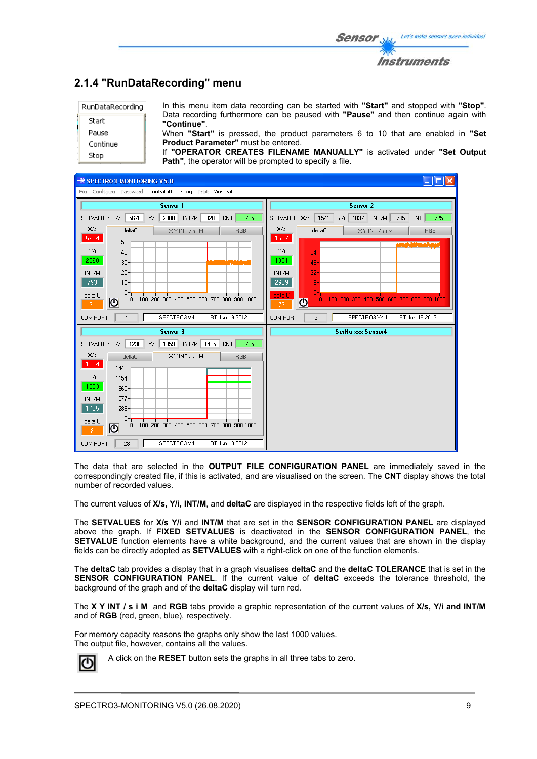## 2.1.4 "RunDataRecording" menu

In this menu item data recording can be started with **"Start"** and stopped with **"Stop"**. Data recording furthermore can be paused with **"Pause"** and then continue again with **"Continue"**.
When **"Start"** is pressed, the product parameters 6 to 10 that are enabled in **"Set Product Parameter"** must be entered.
If **"OPERATOR CREATES FILENAME MANUALLY"** is activated under **"Set Output Path"**, the operator will be prompted to specify a file.

The data that are selected in the **OUTPUT FILE CONFIGURATION PANEL** are immediately saved in the correspondingly created file, if this is activated, and are visualised on the screen. The **CNT** display shows the total number of recorded values.

The current values of **X/s, Y/i, INT/M**, and **deltaC** are displayed in the respective fields left of the graph.

The **SETVALUES** for **X/s Y/i** and **INT/M** that are set in the **SENSOR CONFIGURATION PANEL** are displayed above the graph. If **FIXED SETVALUES** is deactivated in the **SENSOR CONFIGURATION PANEL**, the **SETVALUE** function elements have a white background, and the current values that are shown in the display fields can be directly adopted as **SETVALUES** with a right-click on one of the function elements.

The **deltaC** tab provides a display that in a graph visualises **deltaC** and the **deltaC TOLERANCE** that is set in the **SENSOR CONFIGURATION PANEL**. If the current value of **deltaC** exceeds the tolerance threshold, the background of the graph and of the **deltaC** display will turn red.

The **X Y INT / s i M** and **RGB** tabs provide a graphic representation of the current values of **X/s, Y/i and INT/M** and of **RGB** (red, green, blue), respectively.

For memory capacity reasons the graphs only show the last 1000 values.
The output file, however, contains all the values.

A click on the **RESET** button sets the graphs in all three tabs to zero.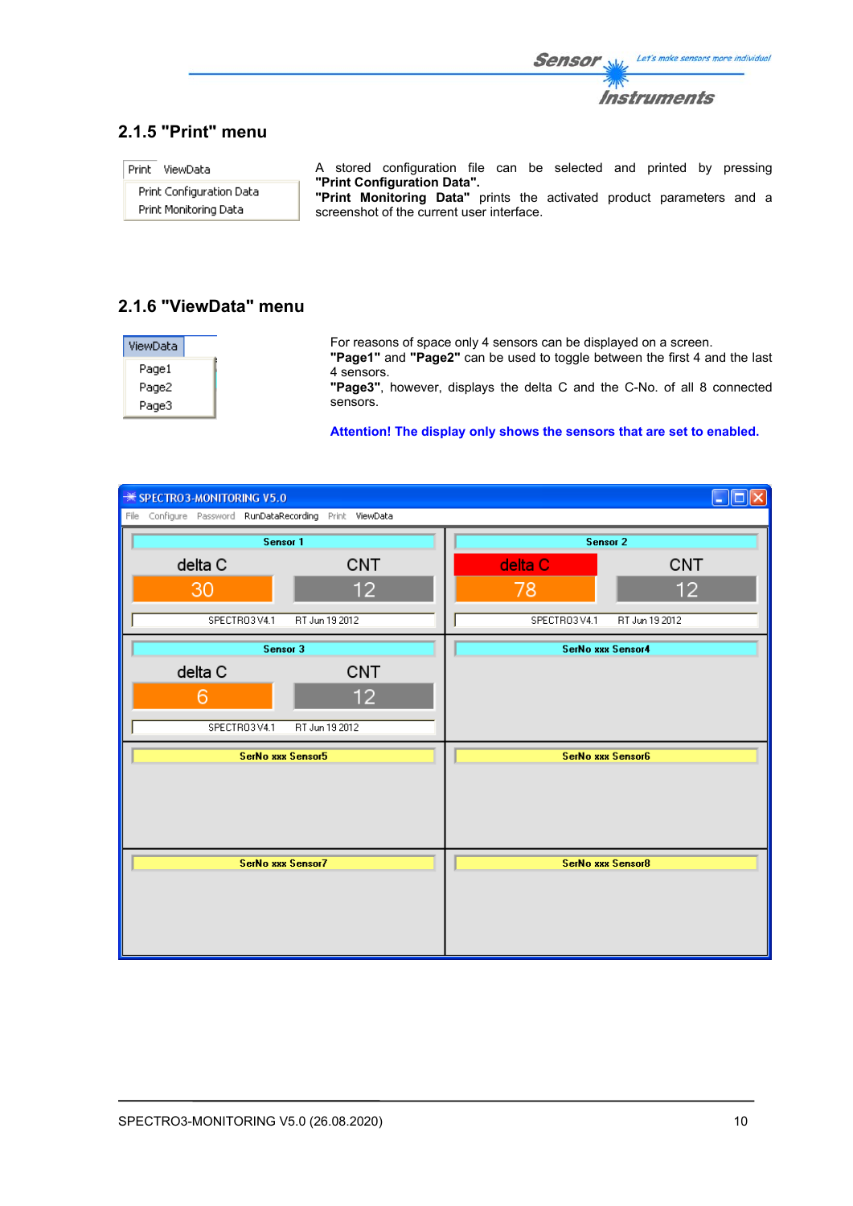## 2.1.5 "Print" menu

Print ViewData
Print Configuration Data
Print Monitoring Data

A stored configuration file can be selected and printed by pressing **"Print Configuration Data".**
**"Print Monitoring Data"** prints the activated product parameters and a screenshot of the current user interface.

## 2.1.6 "ViewData" menu

ViewData
Page1
Page2
Page3

For reasons of space only 4 sensors can be displayed on a screen.
**"Page1"** and **"Page2"** can be used to toggle between the first 4 and the last 4 sensors.
**"Page3"**, however, displays the delta C and the C-No. of all 8 connected sensors.

**Attention! The display only shows the sensors that are set to enabled.**

SPECTRO3-MONITORING V5.0
File Configure Password RunDataRecording Print ViewData

Sensor 1
delta C CNT
30 12
SPECTRO3 V4.1 RT Jun 19 2012

Sensor 2
delta C CNT
78 12
SPECTRO3 V4.1 RT Jun 19 2012

Sensor 3
delta C CNT
6 12
SPECTRO3 V4.1 RT Jun 19 2012

SerNo xxx Sensor4

SerNo xxx Sensor5

SerNo xxx Sensor6

SerNo xxx Sensor7

SerNo xxx Sensor8